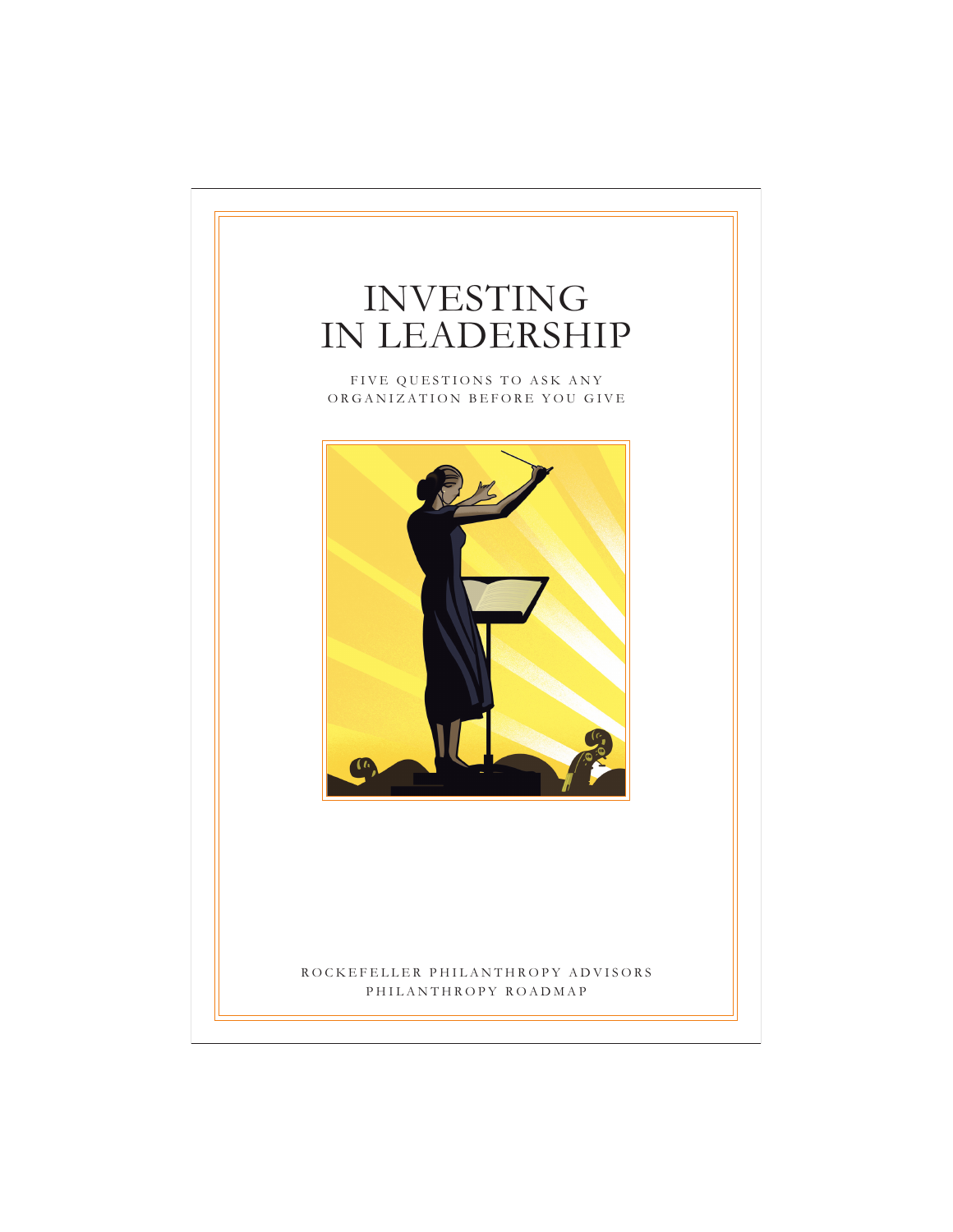# INVESTING IN LEADERSHIP

FIVE QUESTIONS TO ASK ANY ORGANIZATION BEFORE YOU GIVE

ROCKEFELLER PHILANTHROPY ADVISORS
PHILANTHROPY ROADMAP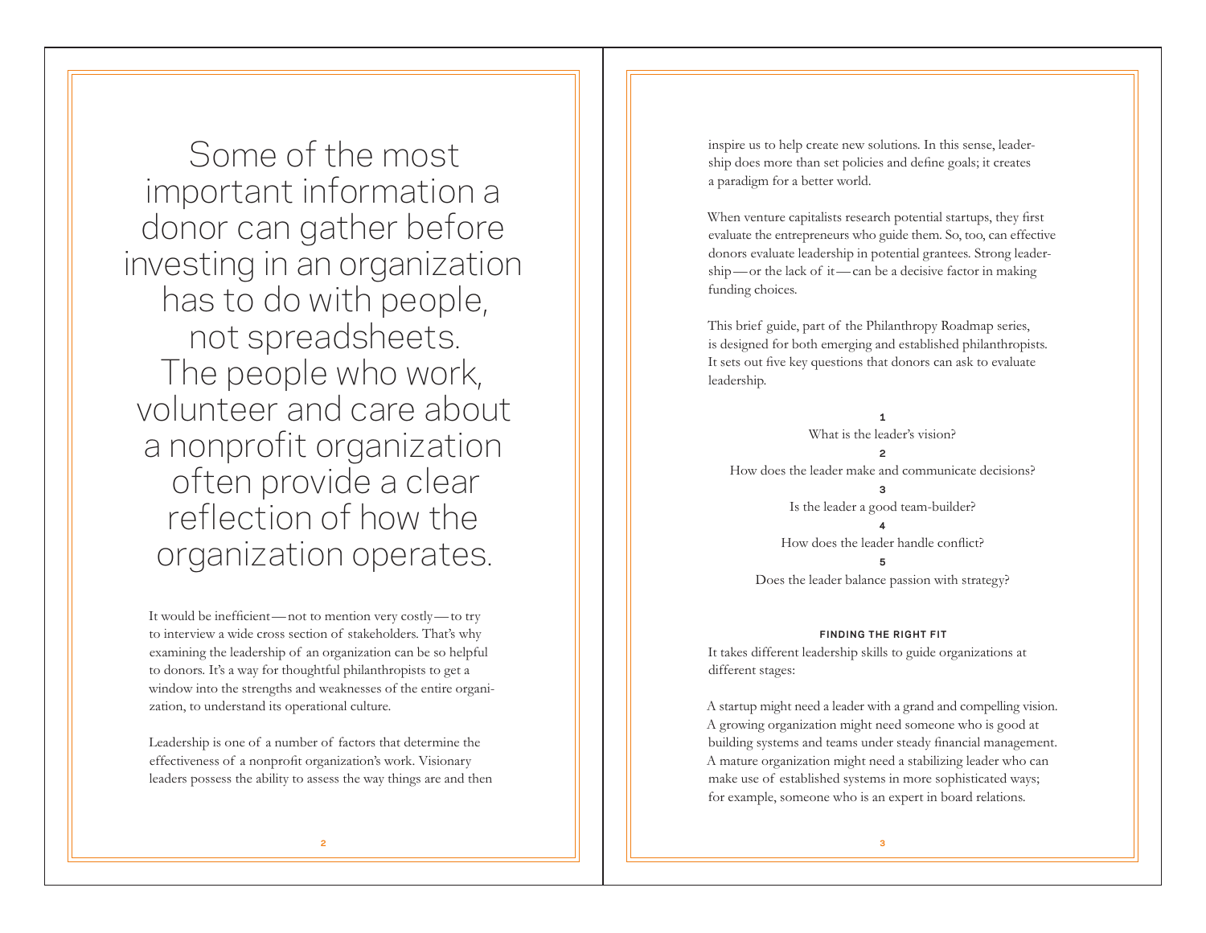Some of the most important information a donor can gather before investing in an organization has to do with people, not spreadsheets. The people who work, volunteer and care about a nonprofit organization often provide a clear reflection of how the organization operates.

It would be inefficient — not to mention very costly — to try to interview a wide cross section of stakeholders. That's why examining the leadership of an organization can be so helpful to donors. It's a way for thoughtful philanthropists to get a window into the strengths and weaknesses of the entire organization, to understand its operational culture.

Leadership is one of a number of factors that determine the effectiveness of a nonprofit organization's work. Visionary leaders possess the ability to assess the way things are and then inspire us to help create new solutions. In this sense, leadership does more than set policies and define goals; it creates a paradigm for a better world.

When venture capitalists research potential startups, they first evaluate the entrepreneurs who guide them. So, too, can effective donors evaluate leadership in potential grantees. Strong leadership — or the lack of it — can be a decisive factor in making funding choices.

This brief guide, part of the Philanthropy Roadmap series, is designed for both emerging and established philanthropists. It sets out five key questions that donors can ask to evaluate leadership.

**1**
What is the leader's vision?

**2**
How does the leader make and communicate decisions?

**3**
Is the leader a good team-builder?

**4**
How does the leader handle conflict?

**5**
Does the leader balance passion with strategy?

### FINDING THE RIGHT FIT

It takes different leadership skills to guide organizations at different stages:

A startup might need a leader with a grand and compelling vision.
A growing organization might need someone who is good at building systems and teams under steady financial management.
A mature organization might need a stabilizing leader who can make use of established systems in more sophisticated ways; for example, someone who is an expert in board relations.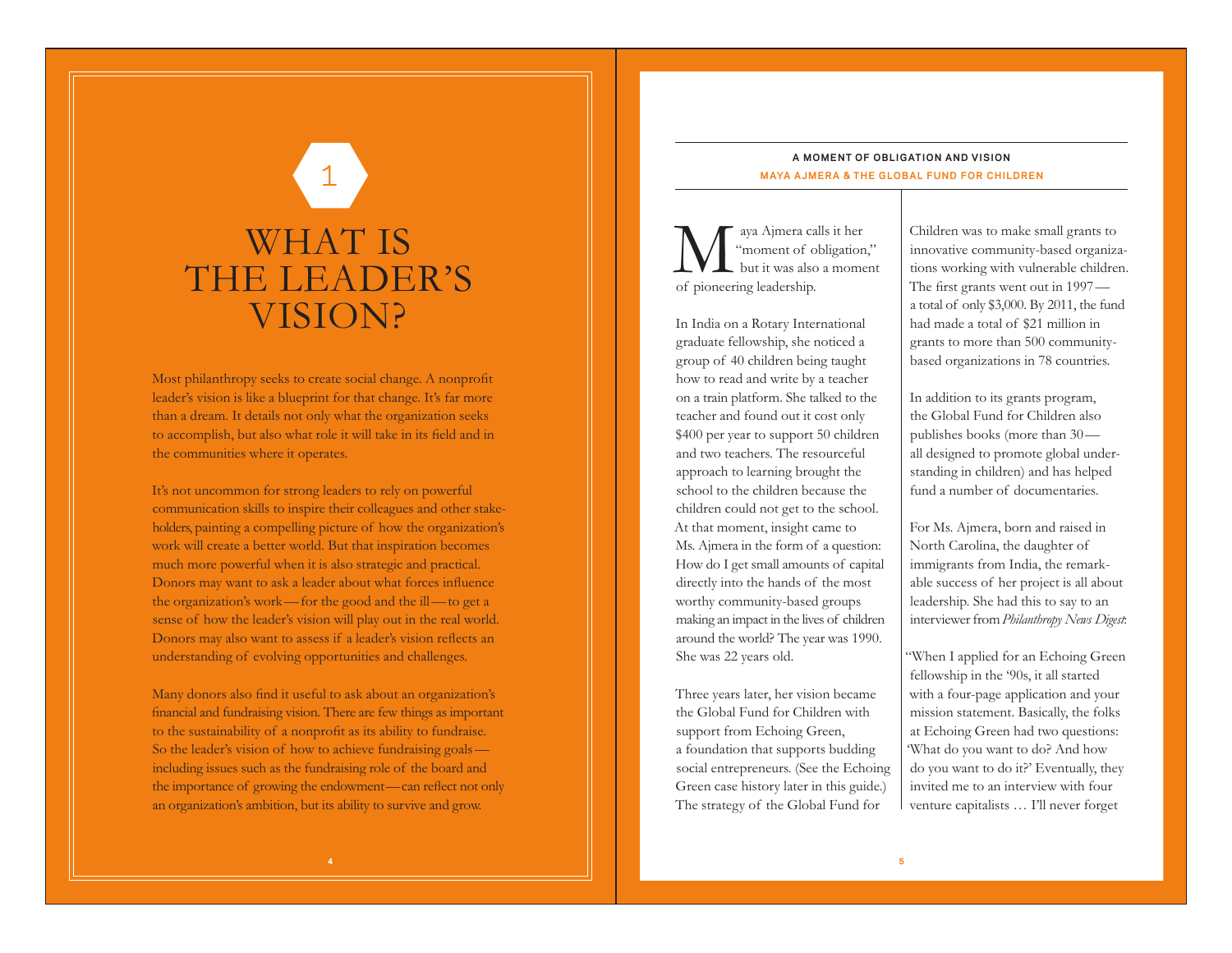# 1

# WHAT IS THE LEADER'S VISION?

Most philanthropy seeks to create social change. A nonprofit leader's vision is like a blueprint for that change. It's far more than a dream. It details not only what the organization seeks to accomplish, but also what role it will take in its field and in the communities where it operates.

It's not uncommon for strong leaders to rely on powerful communication skills to inspire their colleagues and other stakeholders, painting a compelling picture of how the organization's work will create a better world. But that inspiration becomes much more powerful when it is also strategic and practical. Donors may want to ask a leader about what forces influence the organization's work — for the good and the ill — to get a sense of how the leader's vision will play out in the real world. Donors may also want to assess if a leader's vision reflects an understanding of evolving opportunities and challenges.

Many donors also find it useful to ask about an organization's financial and fundraising vision. There are few things as important to the sustainability of a nonprofit as its ability to fundraise. So the leader's vision of how to achieve fundraising goals — including issues such as the fundraising role of the board and the importance of growing the endowment — can reflect not only an organization's ambition, but its ability to survive and grow.

## A MOMENT OF OBLIGATION AND VISION

### MAYA AJMERA & THE GLOBAL FUND FOR CHILDREN

Maya Ajmera calls it her "moment of obligation," but it was also a moment of pioneering leadership.

In India on a Rotary International graduate fellowship, she noticed a group of 40 children being taught how to read and write by a teacher on a train platform. She talked to the teacher and found out it cost only $400 per year to support 50 children and two teachers. The resourceful approach to learning brought the school to the children because the children could not get to the school. At that moment, insight came to Ms. Ajmera in the form of a question: How do I get small amounts of capital directly into the hands of the most worthy community-based groups making an impact in the lives of children around the world? The year was 1990. She was 22 years old.

Three years later, her vision became the Global Fund for Children with support from Echoing Green, a foundation that supports budding social entrepreneurs. (See the Echoing Green case history later in this guide.) The strategy of the Global Fund for Children was to make small grants to innovative community-based organizations working with vulnerable children. The first grants went out in 1997 — a total of only $3,000. By 2011, the fund had made a total of $21 million in grants to more than 500 community-based organizations in 78 countries.

In addition to its grants program, the Global Fund for Children also publishes books (more than 30 — all designed to promote global understanding in children) and has helped fund a number of documentaries.

For Ms. Ajmera, born and raised in North Carolina, the daughter of immigrants from India, the remarkable success of her project is all about leadership. She had this to say to an interviewer from *Philanthropy News Digest*:

"When I applied for an Echoing Green fellowship in the '90s, it all started with a four-page application and your mission statement. Basically, the folks at Echoing Green had two questions: 'What do you want to do? And how do you want to do it?' Eventually, they invited me to an interview with four venture capitalists … I'll never forget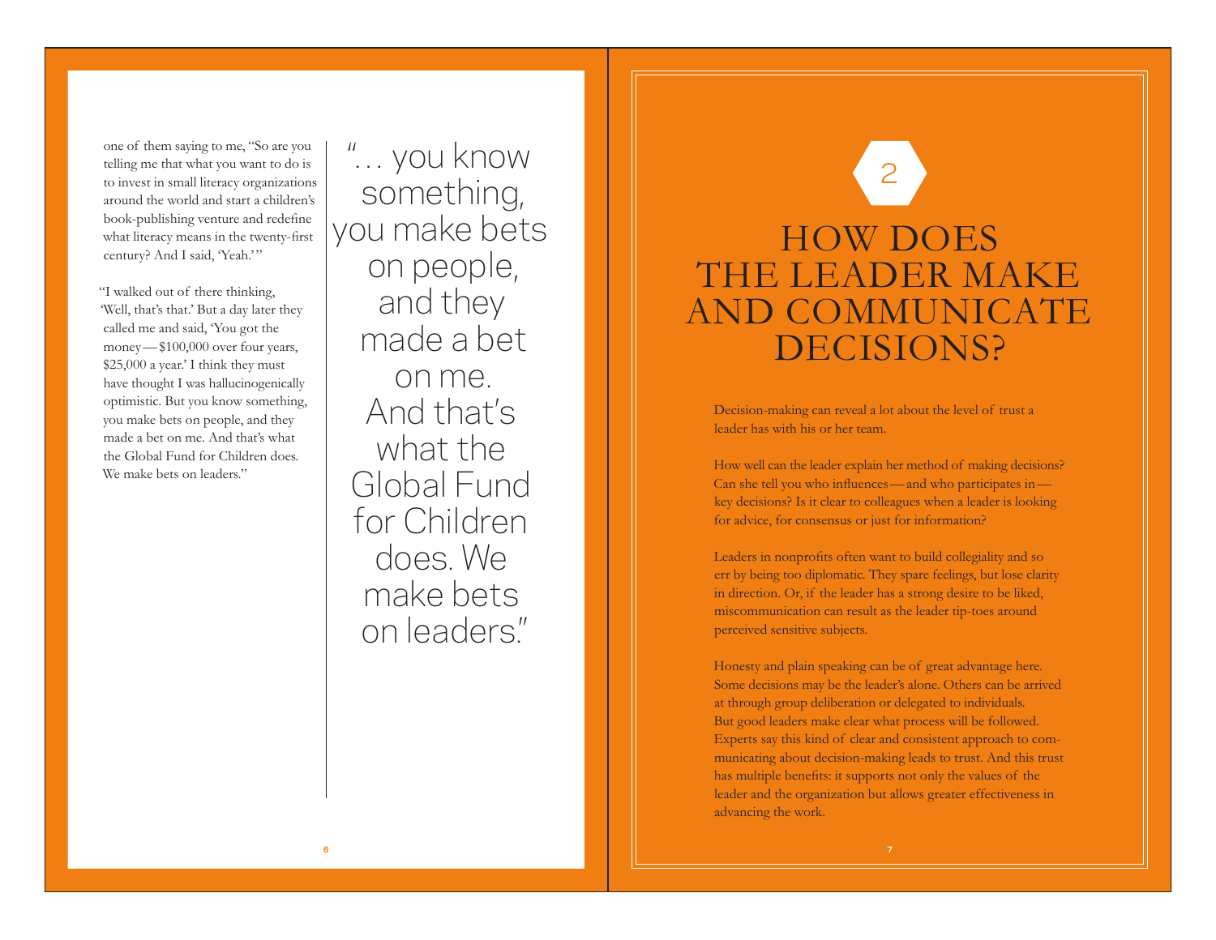one of them saying to me, "So are you telling me that what you want to do is to invest in small literacy organizations around the world and start a children's book-publishing venture and redefine what literacy means in the twenty-first century? And I said, 'Yeah.'"

"I walked out of there thinking, 'Well, that's that.' But a day later they called me and said, 'You got the money — $100,000 over four years, $25,000 a year.' I think they must have thought I was hallucinogenically optimistic. But you know something, you make bets on people, and they made a bet on me. And that's what the Global Fund for Children does. We make bets on leaders."

> "... you know something, you make bets on people, and they made a bet on me. And that's what the Global Fund for Children does. We make bets on leaders."

2

# HOW DOES THE LEADER MAKE AND COMMUNICATE DECISIONS?

Decision-making can reveal a lot about the level of trust a leader has with his or her team.

How well can the leader explain her method of making decisions? Can she tell you who influences — and who participates in — key decisions? Is it clear to colleagues when a leader is looking for advice, for consensus or just for information?

Leaders in nonprofits often want to build collegiality and so err by being too diplomatic. They spare feelings, but lose clarity in direction. Or, if the leader has a strong desire to be liked, miscommunication can result as the leader tip-toes around perceived sensitive subjects.

Honesty and plain speaking can be of great advantage here. Some decisions may be the leader's alone. Others can be arrived at through group deliberation or delegated to individuals. But good leaders make clear what process will be followed. Experts say this kind of clear and consistent approach to communicating about decision-making leads to trust. And this trust has multiple benefits: it supports not only the values of the leader and the organization but allows greater effectiveness in advancing the work.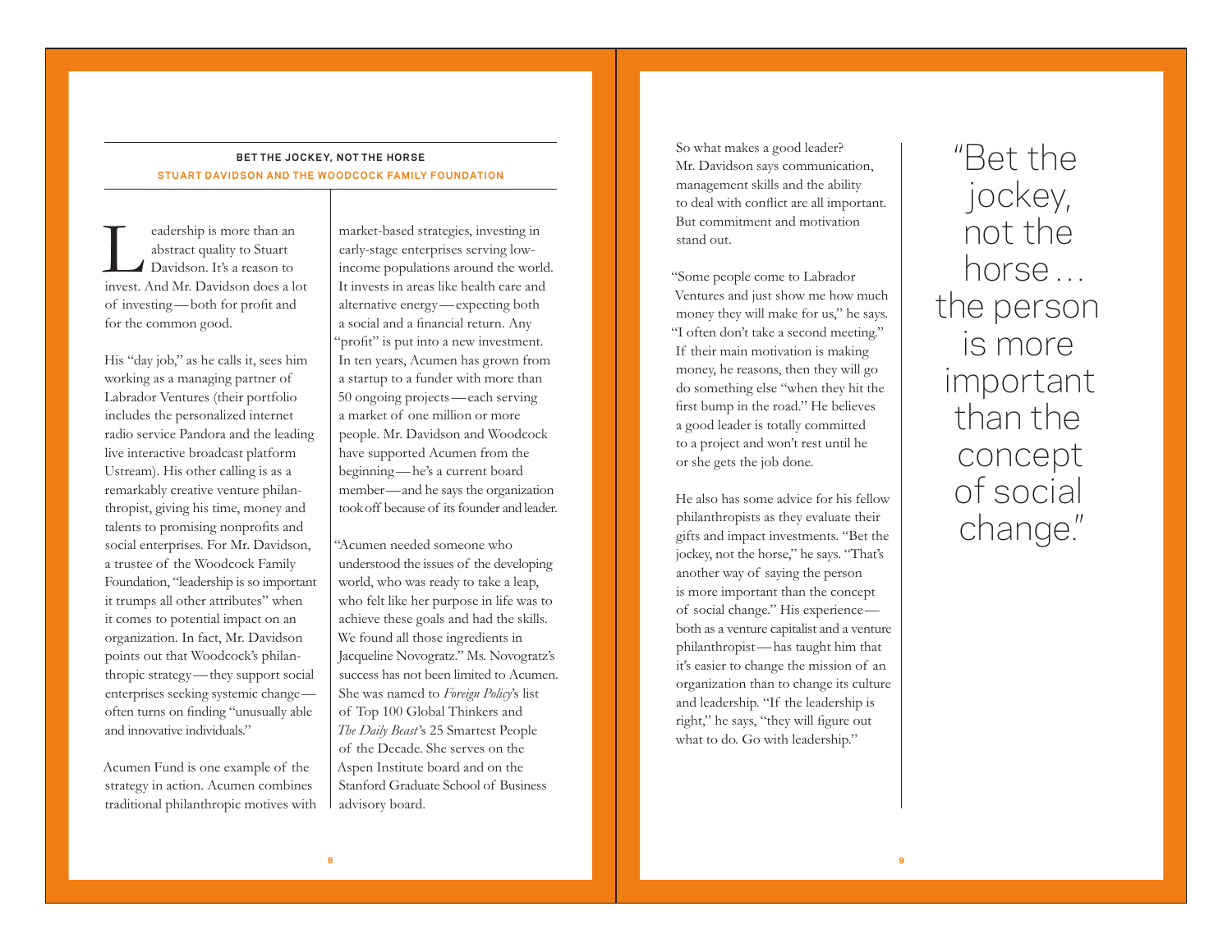## BET THE JOCKEY, NOT THE HORSE

### STUART DAVIDSON AND THE WOODCOCK FAMILY FOUNDATION

Leadership is more than an abstract quality to Stuart Davidson. It's a reason to invest. And Mr. Davidson does a lot of investing—both for profit and for the common good.

His "day job," as he calls it, sees him working as a managing partner of Labrador Ventures (their portfolio includes the personalized internet radio service Pandora and the leading live interactive broadcast platform Ustream). His other calling is as a remarkably creative venture philanthropist, giving his time, money and talents to promising nonprofits and social enterprises. For Mr. Davidson, a trustee of the Woodcock Family Foundation, "leadership is so important it trumps all other attributes" when it comes to potential impact on an organization. In fact, Mr. Davidson points out that Woodcock's philanthropic strategy—they support social enterprises seeking systemic change—often turns on finding "unusually able and innovative individuals."

Acumen Fund is one example of the strategy in action. Acumen combines traditional philanthropic motives with market-based strategies, investing in early-stage enterprises serving low-income populations around the world. It invests in areas like health care and alternative energy—expecting both a social and a financial return. Any "profit" is put into a new investment. In ten years, Acumen has grown from a startup to a funder with more than 50 ongoing projects—each serving a market of one million or more people. Mr. Davidson and Woodcock have supported Acumen from the beginning—he's a current board member—and he says the organization took off because of its founder and leader.

"Acumen needed someone who understood the issues of the developing world, who was ready to take a leap, who felt like her purpose in life was to achieve these goals and had the skills. We found all those ingredients in Jacqueline Novogratz." Ms. Novogratz's success has not been limited to Acumen. She was named to *Foreign Policy*'s list of Top 100 Global Thinkers and *The Daily Beast*'s 25 Smartest People of the Decade. She serves on the Aspen Institute board and on the Stanford Graduate School of Business advisory board.

So what makes a good leader? Mr. Davidson says communication, management skills and the ability to deal with conflict are all important. But commitment and motivation stand out.

"Some people come to Labrador Ventures and just show me how much money they will make for us," he says. "I often don't take a second meeting." If their main motivation is making money, he reasons, then they will go do something else "when they hit the first bump in the road." He believes a good leader is totally committed to a project and won't rest until he or she gets the job done.

He also has some advice for his fellow philanthropists as they evaluate their gifts and impact investments. "Bet the jockey, not the horse," he says. "That's another way of saying the person is more important than the concept of social change." His experience—both as a venture capitalist and a venture philanthropist—has taught him that it's easier to change the mission of an organization than to change its culture and leadership. "If the leadership is right," he says, "they will figure out what to do. Go with leadership."

> "Bet the jockey, not the horse… the person is more important than the concept of social change."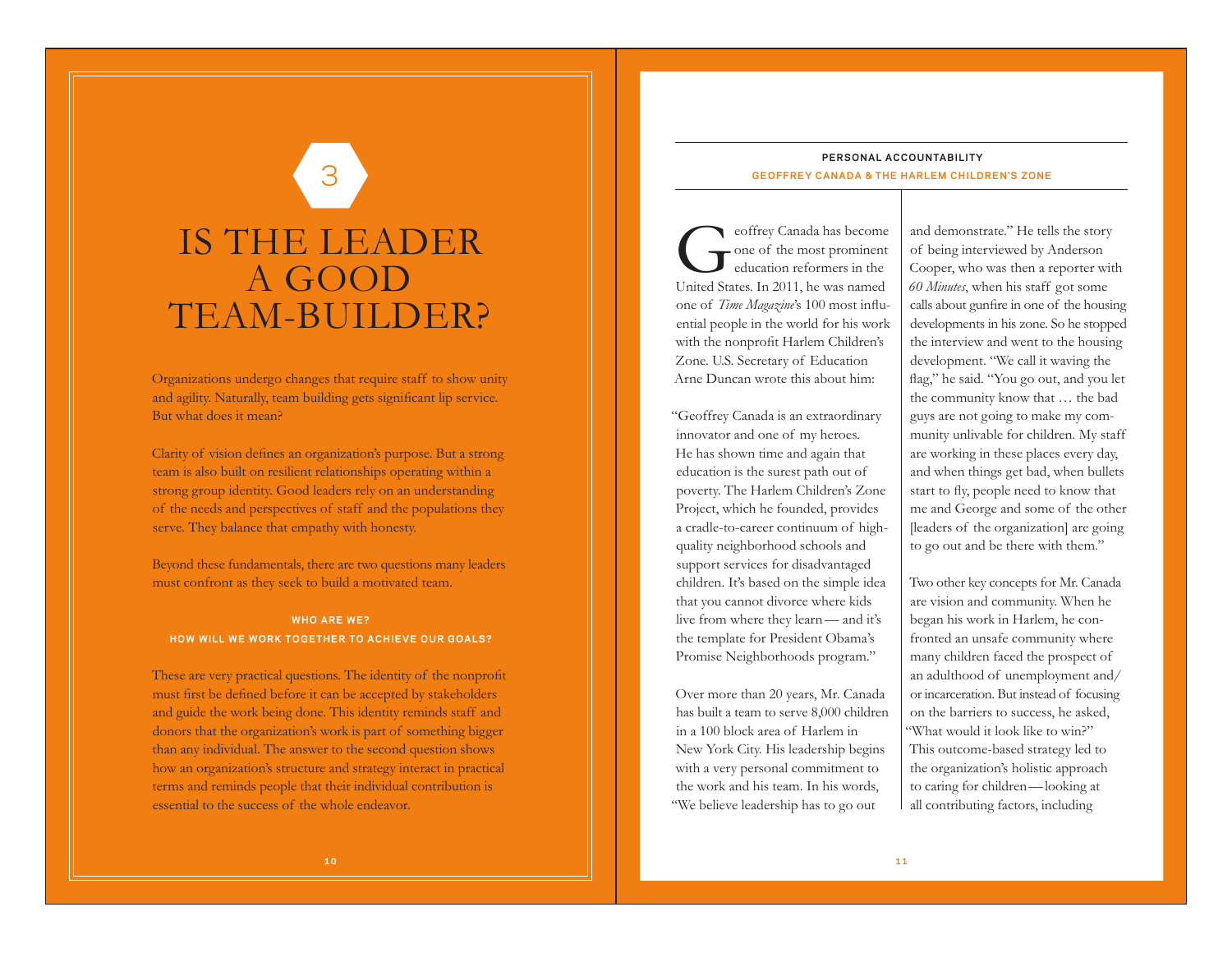3

# IS THE LEADER A GOOD TEAM-BUILDER?

Organizations undergo changes that require staff to show unity and agility. Naturally, team building gets significant lip service. But what does it mean?

Clarity of vision defines an organization's purpose. But a strong team is also built on resilient relationships operating within a strong group identity. Good leaders rely on an understanding of the needs and perspectives of staff and the populations they serve. They balance that empathy with honesty.

Beyond these fundamentals, there are two questions many leaders must confront as they seek to build a motivated team.

**WHO ARE WE?**
**HOW WILL WE WORK TOGETHER TO ACHIEVE OUR GOALS?**

These are very practical questions. The identity of the nonprofit must first be defined before it can be accepted by stakeholders and guide the work being done. This identity reminds staff and donors that the organization's work is part of something bigger than any individual. The answer to the second question shows how an organization's structure and strategy interact in practical terms and reminds people that their individual contribution is essential to the success of the whole endeavor.

## PERSONAL ACCOUNTABILITY

### GEOFFREY CANADA & THE HARLEM CHILDREN'S ZONE

Geoffrey Canada has become one of the most prominent education reformers in the United States. In 2011, he was named one of *Time Magazine*'s 100 most influential people in the world for his work with the nonprofit Harlem Children's Zone. U.S. Secretary of Education Arne Duncan wrote this about him:

"Geoffrey Canada is an extraordinary innovator and one of my heroes. He has shown time and again that education is the surest path out of poverty. The Harlem Children's Zone Project, which he founded, provides a cradle-to-career continuum of high-quality neighborhood schools and support services for disadvantaged children. It's based on the simple idea that you cannot divorce where kids live from where they learn — and it's the template for President Obama's Promise Neighborhoods program."

Over more than 20 years, Mr. Canada has built a team to serve 8,000 children in a 100 block area of Harlem in New York City. His leadership begins with a very personal commitment to the work and his team. In his words, "We believe leadership has to go out and demonstrate." He tells the story of being interviewed by Anderson Cooper, who was then a reporter with *60 Minutes*, when his staff got some calls about gunfire in one of the housing developments in his zone. So he stopped the interview and went to the housing development. "We call it waving the flag," he said. "You go out, and you let the community know that … the bad guys are not going to make my community unlivable for children. My staff are working in these places every day, and when things get bad, when bullets start to fly, people need to know that me and George and some of the other [leaders of the organization] are going to go out and be there with them."

Two other key concepts for Mr. Canada are vision and community. When he began his work in Harlem, he confronted an unsafe community where many children faced the prospect of an adulthood of unemployment and/or incarceration. But instead of focusing on the barriers to success, he asked, "What would it look like to win?" This outcome-based strategy led to the organization's holistic approach to caring for children — looking at all contributing factors, including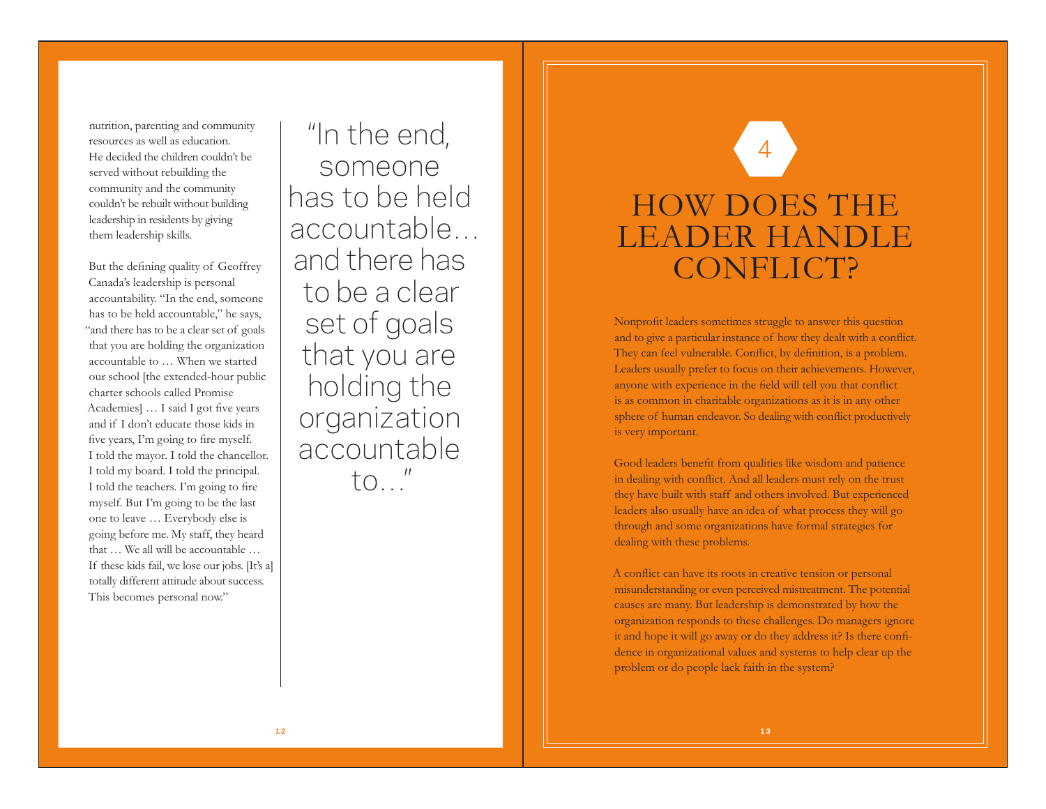nutrition, parenting and community resources as well as education. He decided the children couldn't be served without rebuilding the community and the community couldn't be rebuilt without building leadership in residents by giving them leadership skills.

But the defining quality of Geoffrey Canada's leadership is personal accountability. "In the end, someone has to be held accountable," he says, "and there has to be a clear set of goals that you are holding the organization accountable to … When we started our school [the extended-hour public charter schools called Promise Academies] … I said I got five years and if I don't educate those kids in five years, I'm going to fire myself. I told the mayor. I told the chancellor. I told my board. I told the principal. I told the teachers. I'm going to fire myself. But I'm going to be the last one to leave … Everybody else is going before me. My staff, they heard that … We all will be accountable … If these kids fail, we lose our jobs. [It's a] totally different attitude about success. This becomes personal now."

> "In the end, someone has to be held accountable… and there has to be a clear set of goals that you are holding the organization accountable to…"

4

# HOW DOES THE LEADER HANDLE CONFLICT?

Nonprofit leaders sometimes struggle to answer this question and to give a particular instance of how they dealt with a conflict. They can feel vulnerable. Conflict, by definition, is a problem. Leaders usually prefer to focus on their achievements. However, anyone with experience in the field will tell you that conflict is as common in charitable organizations as it is in any other sphere of human endeavor. So dealing with conflict productively is very important.

Good leaders benefit from qualities like wisdom and patience in dealing with conflict. And all leaders must rely on the trust they have built with staff and others involved. But experienced leaders also usually have an idea of what process they will go through and some organizations have formal strategies for dealing with these problems.

A conflict can have its roots in creative tension or personal misunderstanding or even perceived mistreatment. The potential causes are many. But leadership is demonstrated by how the organization responds to these challenges. Do managers ignore it and hope it will go away or do they address it? Is there confidence in organizational values and systems to help clear up the problem or do people lack faith in the system?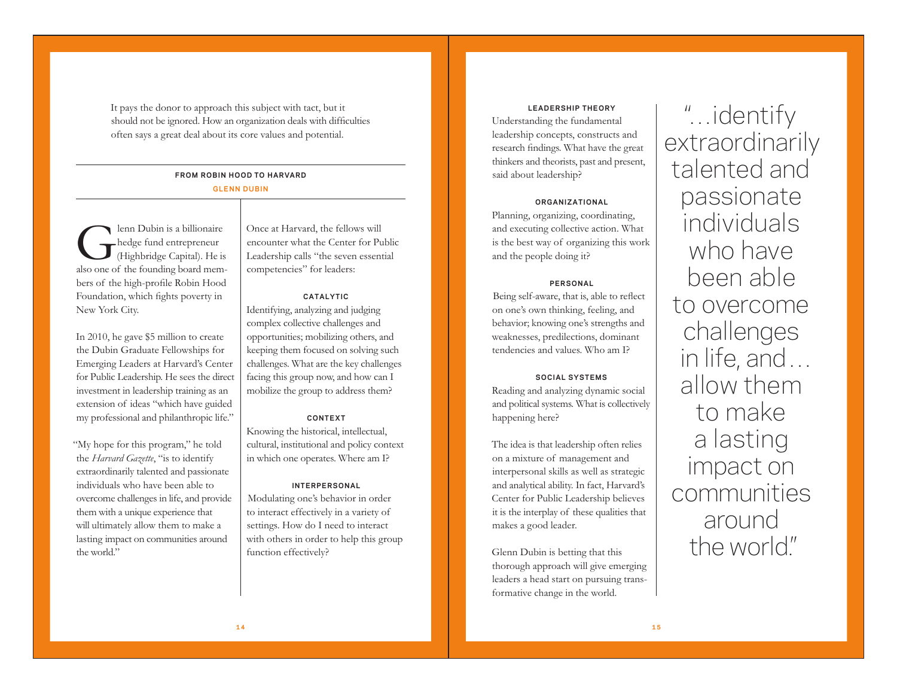It pays the donor to approach this subject with tact, but it should not be ignored. How an organization deals with difficulties often says a great deal about its core values and potential.

## FROM ROBIN HOOD TO HARVARD

**GLENN DUBIN**

Glenn Dubin is a billionaire hedge fund entrepreneur (Highbridge Capital). He is also one of the founding board members of the high-profile Robin Hood Foundation, which fights poverty in New York City.

In 2010, he gave $5 million to create the Dubin Graduate Fellowships for Emerging Leaders at Harvard's Center for Public Leadership. He sees the direct investment in leadership training as an extension of ideas "which have guided my professional and philanthropic life."

"My hope for this program," he told the *Harvard Gazette*, "is to identify extraordinarily talented and passionate individuals who have been able to overcome challenges in life, and provide them with a unique experience that will ultimately allow them to make a lasting impact on communities around the world."

Once at Harvard, the fellows will encounter what the Center for Public Leadership calls "the seven essential competencies" for leaders:

#### CATALYTIC

Identifying, analyzing and judging complex collective challenges and opportunities; mobilizing others, and keeping them focused on solving such challenges. What are the key challenges facing this group now, and how can I mobilize the group to address them?

#### CONTEXT

Knowing the historical, intellectual, cultural, institutional and policy context in which one operates. Where am I?

#### INTERPERSONAL

Modulating one's behavior in order to interact effectively in a variety of settings. How do I need to interact with others in order to help this group function effectively?

#### LEADERSHIP THEORY

Understanding the fundamental leadership concepts, constructs and research findings. What have the great thinkers and theorists, past and present, said about leadership?

#### ORGANIZATIONAL

Planning, organizing, coordinating, and executing collective action. What is the best way of organizing this work and the people doing it?

#### PERSONAL

Being self-aware, that is, able to reflect on one's own thinking, feeling, and behavior; knowing one's strengths and weaknesses, predilections, dominant tendencies and values. Who am I?

#### SOCIAL SYSTEMS

Reading and analyzing dynamic social and political systems. What is collectively happening here?

The idea is that leadership often relies on a mixture of management and interpersonal skills as well as strategic and analytical ability. In fact, Harvard's Center for Public Leadership believes it is the interplay of these qualities that makes a good leader.

Glenn Dubin is betting that this thorough approach will give emerging leaders a head start on pursuing transformative change in the world.

> "...identify extraordinarily talented and passionate individuals who have been able to overcome challenges in life, and... allow them to make a lasting impact on communities around the world."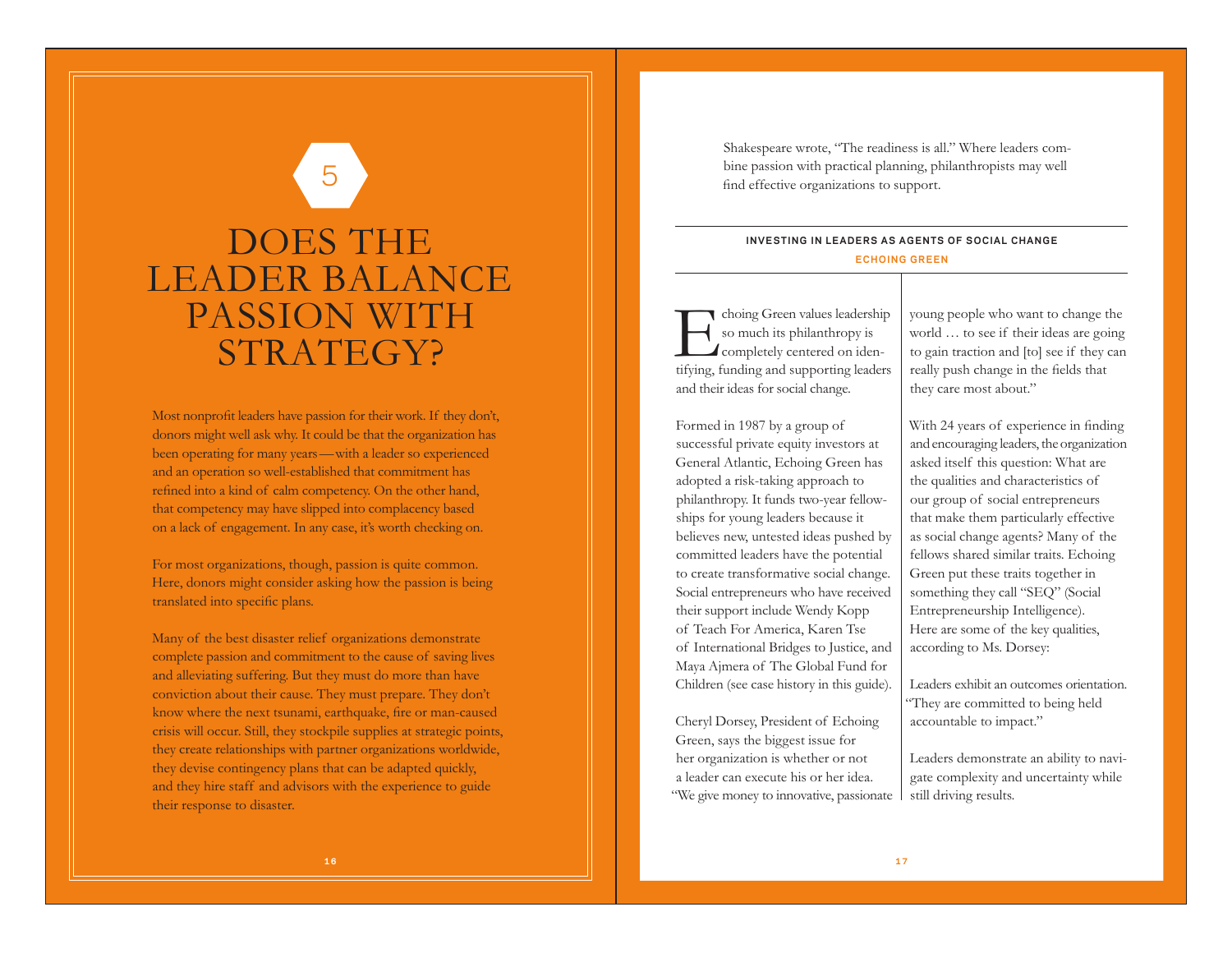5

# DOES THE LEADER BALANCE PASSION WITH STRATEGY?

Most nonprofit leaders have passion for their work. If they don't, donors might well ask why. It could be that the organization has been operating for many years — with a leader so experienced and an operation so well-established that commitment has refined into a kind of calm competency. On the other hand, that competency may have slipped into complacency based on a lack of engagement. In any case, it's worth checking on.

For most organizations, though, passion is quite common. Here, donors might consider asking how the passion is being translated into specific plans.

Many of the best disaster relief organizations demonstrate complete passion and commitment to the cause of saving lives and alleviating suffering. But they must do more than have conviction about their cause. They must prepare. They don't know where the next tsunami, earthquake, fire or man-caused crisis will occur. Still, they stockpile supplies at strategic points, they create relationships with partner organizations worldwide, they devise contingency plans that can be adapted quickly, and they hire staff and advisors with the experience to guide their response to disaster.

Shakespeare wrote, "The readiness is all." Where leaders combine passion with practical planning, philanthropists may well find effective organizations to support.

## INVESTING IN LEADERS AS AGENTS OF SOCIAL CHANGE

**ECHOING GREEN**

Echoing Green values leadership so much its philanthropy is completely centered on identifying, funding and supporting leaders and their ideas for social change.

Formed in 1987 by a group of successful private equity investors at General Atlantic, Echoing Green has adopted a risk-taking approach to philanthropy. It funds two-year fellowships for young leaders because it believes new, untested ideas pushed by committed leaders have the potential to create transformative social change. Social entrepreneurs who have received their support include Wendy Kopp of Teach For America, Karen Tse of International Bridges to Justice, and Maya Ajmera of The Global Fund for Children (see case history in this guide).

Cheryl Dorsey, President of Echoing Green, says the biggest issue for her organization is whether or not a leader can execute his or her idea. "We give money to innovative, passionate young people who want to change the world … to see if their ideas are going to gain traction and [to] see if they can really push change in the fields that they care most about."

With 24 years of experience in finding and encouraging leaders, the organization asked itself this question: What are the qualities and characteristics of our group of social entrepreneurs that make them particularly effective as social change agents? Many of the fellows shared similar traits. Echoing Green put these traits together in something they call "SEQ" (Social Entrepreneurship Intelligence). Here are some of the key qualities, according to Ms. Dorsey:

Leaders exhibit an outcomes orientation. "They are committed to being held accountable to impact."

Leaders demonstrate an ability to navigate complexity and uncertainty while still driving results.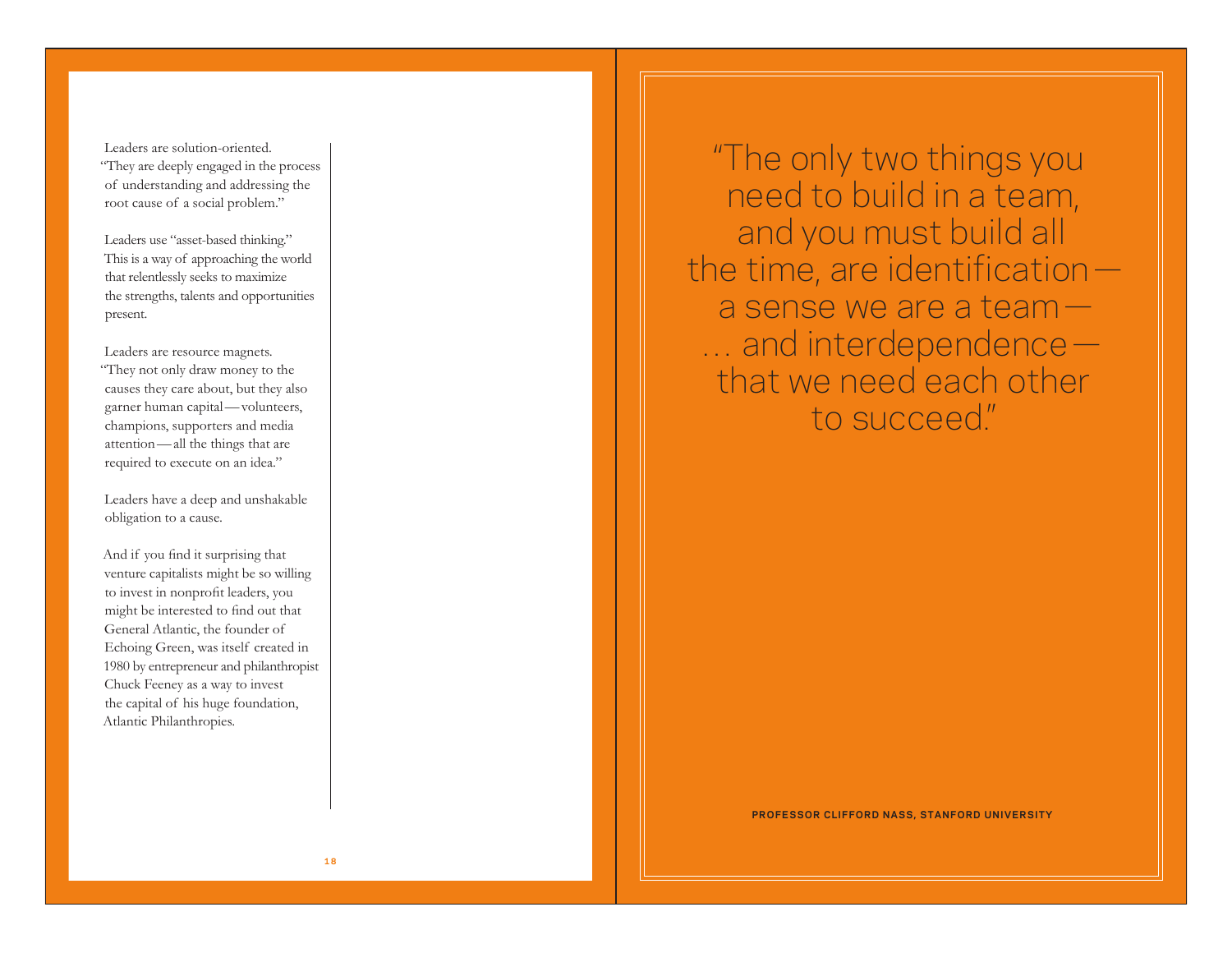Leaders are solution-oriented. "They are deeply engaged in the process of understanding and addressing the root cause of a social problem."

Leaders use "asset-based thinking." This is a way of approaching the world that relentlessly seeks to maximize the strengths, talents and opportunities present.

Leaders are resource magnets. "They not only draw money to the causes they care about, but they also garner human capital — volunteers, champions, supporters and media attention — all the things that are required to execute on an idea."

Leaders have a deep and unshakable obligation to a cause.

And if you find it surprising that venture capitalists might be so willing to invest in nonprofit leaders, you might be interested to find out that General Atlantic, the founder of Echoing Green, was itself created in 1980 by entrepreneur and philanthropist Chuck Feeney as a way to invest the capital of his huge foundation, Atlantic Philanthropies.

"The only two things you need to build in a team, and you must build all the time, are identification — a sense we are a team — … and interdependence — that we need each other to succeed."

**PROFESSOR CLIFFORD NASS, STANFORD UNIVERSITY**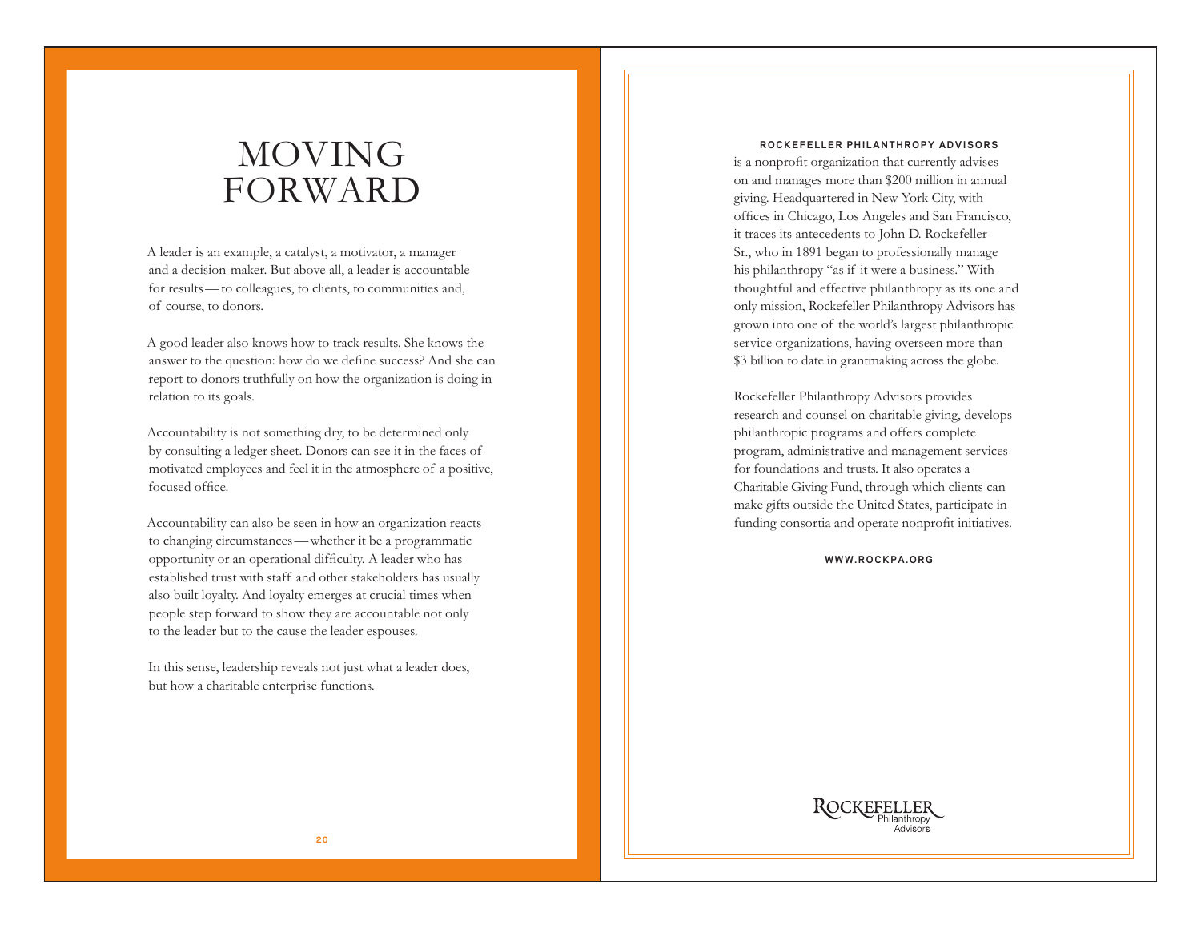# MOVING FORWARD

A leader is an example, a catalyst, a motivator, a manager and a decision-maker. But above all, a leader is accountable for results — to colleagues, to clients, to communities and, of course, to donors.

A good leader also knows how to track results. She knows the answer to the question: how do we define success? And she can report to donors truthfully on how the organization is doing in relation to its goals.

Accountability is not something dry, to be determined only by consulting a ledger sheet. Donors can see it in the faces of motivated employees and feel it in the atmosphere of a positive, focused office.

Accountability can also be seen in how an organization reacts to changing circumstances — whether it be a programmatic opportunity or an operational difficulty. A leader who has established trust with staff and other stakeholders has usually also built loyalty. And loyalty emerges at crucial times when people step forward to show they are accountable not only to the leader but to the cause the leader espouses.

In this sense, leadership reveals not just what a leader does, but how a charitable enterprise functions.

**ROCKEFELLER PHILANTHROPY ADVISORS** is a nonprofit organization that currently advises on and manages more than $200 million in annual giving. Headquartered in New York City, with offices in Chicago, Los Angeles and San Francisco, it traces its antecedents to John D. Rockefeller Sr., who in 1891 began to professionally manage his philanthropy "as if it were a business." With thoughtful and effective philanthropy as its one and only mission, Rockefeller Philanthropy Advisors has grown into one of the world's largest philanthropic service organizations, having overseen more than $3 billion to date in grantmaking across the globe.

Rockefeller Philanthropy Advisors provides research and counsel on charitable giving, develops philanthropic programs and offers complete program, administrative and management services for foundations and trusts. It also operates a Charitable Giving Fund, through which clients can make gifts outside the United States, participate in funding consortia and operate nonprofit initiatives.

**WWW.ROCKPA.ORG**

Rockefeller Philanthropy Advisors